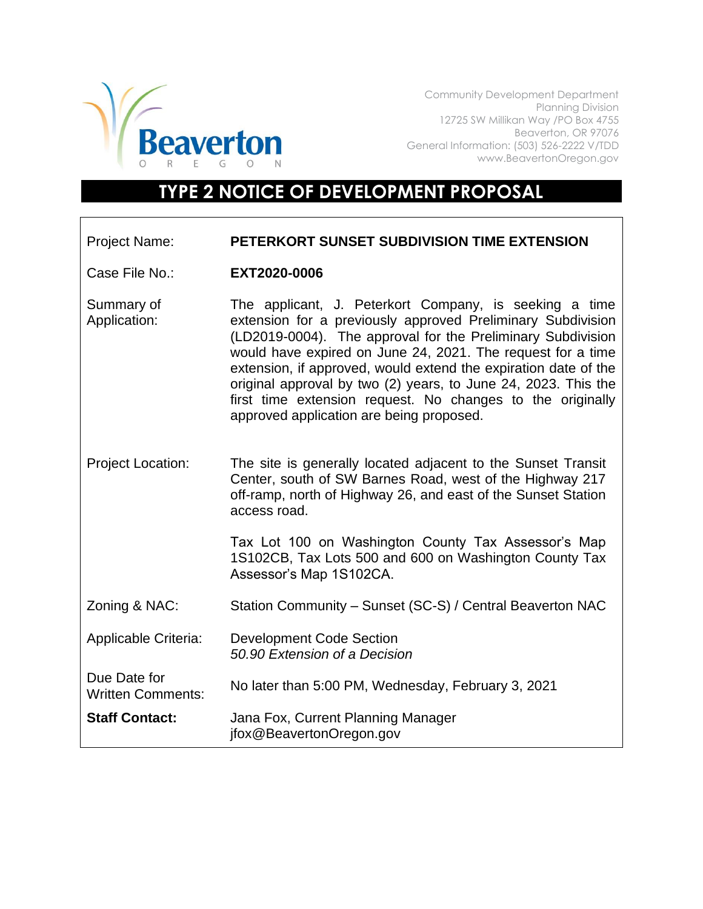Community Development Department
Planning Division
12725 SW Millikan Way /PO Box 4755
Beaverton, OR 97076
General Information: (503) 526-2222 V/TDD
www.BeavertonOregon.gov

# TYPE 2 NOTICE OF DEVELOPMENT PROPOSAL

| | |
|---|---|
| Project Name: | **PETERKORT SUNSET SUBDIVISION TIME EXTENSION** |
| Case File No.: | **EXT2020-0006** |
| Summary of Application: | The applicant, J. Peterkort Company, is seeking a time extension for a previously approved Preliminary Subdivision (LD2019-0004). The approval for the Preliminary Subdivision would have expired on June 24, 2021. The request for a time extension, if approved, would extend the expiration date of the original approval by two (2) years, to June 24, 2023. This the first time extension request. No changes to the originally approved application are being proposed. |
| Project Location: | The site is generally located adjacent to the Sunset Transit Center, south of SW Barnes Road, west of the Highway 217 off-ramp, north of Highway 26, and east of the Sunset Station access road.<br><br>Tax Lot 100 on Washington County Tax Assessor's Map 1S102CB, Tax Lots 500 and 600 on Washington County Tax Assessor's Map 1S102CA. |
| Zoning & NAC: | Station Community – Sunset (SC-S) / Central Beaverton NAC |
| Applicable Criteria: | Development Code Section<br>*50.90 Extension of a Decision* |
| Due Date for Written Comments: | No later than 5:00 PM, Wednesday, February 3, 2021 |
| **Staff Contact:** | Jana Fox, Current Planning Manager<br>jfox@BeavertonOregon.gov |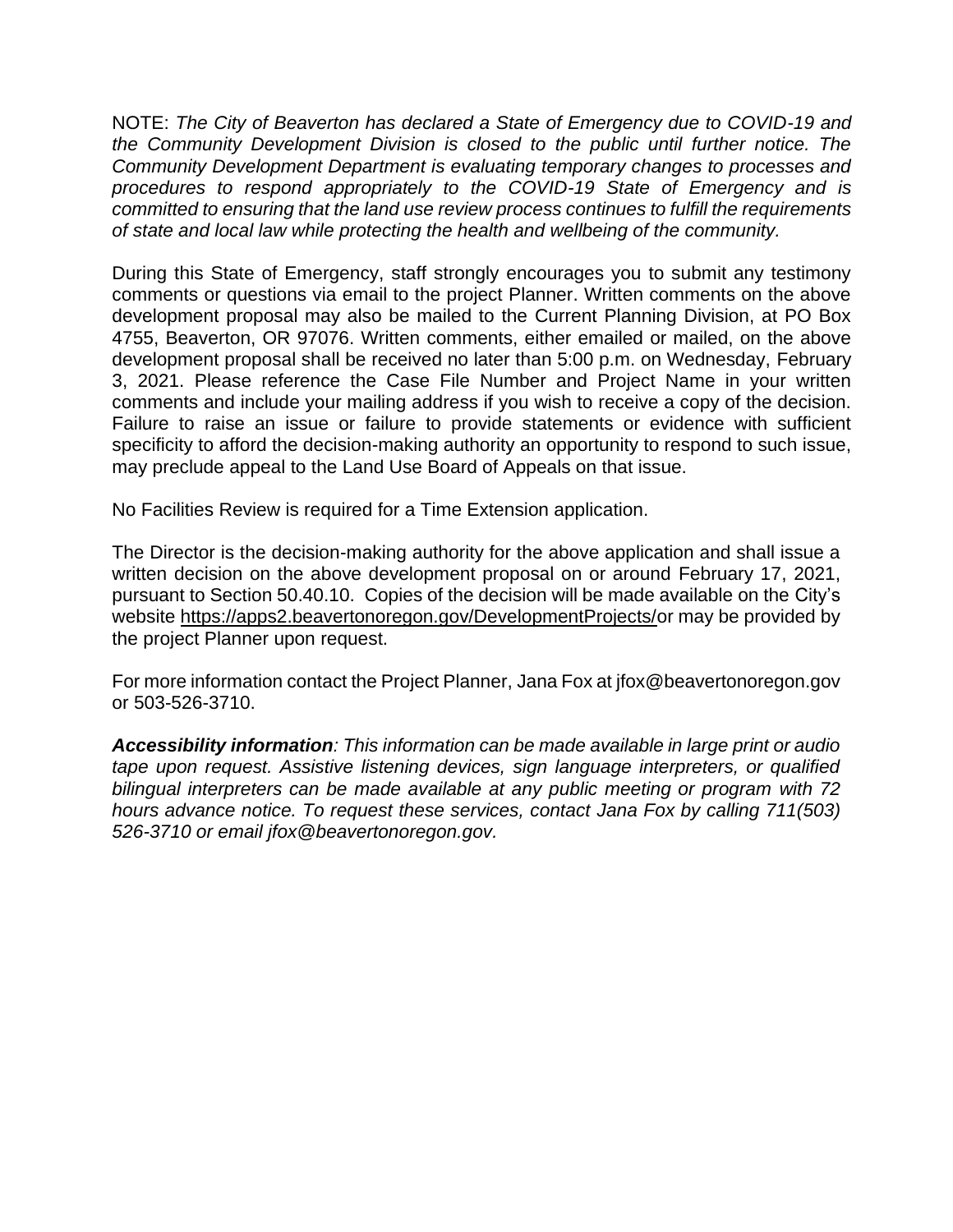NOTE: *The City of Beaverton has declared a State of Emergency due to COVID-19 and the Community Development Division is closed to the public until further notice. The Community Development Department is evaluating temporary changes to processes and procedures to respond appropriately to the COVID-19 State of Emergency and is committed to ensuring that the land use review process continues to fulfill the requirements of state and local law while protecting the health and wellbeing of the community.*

During this State of Emergency, staff strongly encourages you to submit any testimony comments or questions via email to the project Planner. Written comments on the above development proposal may also be mailed to the Current Planning Division, at PO Box 4755, Beaverton, OR 97076. Written comments, either emailed or mailed, on the above development proposal shall be received no later than 5:00 p.m. on Wednesday, February 3, 2021. Please reference the Case File Number and Project Name in your written comments and include your mailing address if you wish to receive a copy of the decision. Failure to raise an issue or failure to provide statements or evidence with sufficient specificity to afford the decision-making authority an opportunity to respond to such issue, may preclude appeal to the Land Use Board of Appeals on that issue.

No Facilities Review is required for a Time Extension application.

The Director is the decision-making authority for the above application and shall issue a written decision on the above development proposal on or around February 17, 2021, pursuant to Section 50.40.10. Copies of the decision will be made available on the City's website https://apps2.beavertonoregon.gov/DevelopmentProjects/or may be provided by the project Planner upon request.

For more information contact the Project Planner, Jana Fox at jfox@beavertonoregon.gov or 503-526-3710.

***Accessibility information**: This information can be made available in large print or audio tape upon request. Assistive listening devices, sign language interpreters, or qualified bilingual interpreters can be made available at any public meeting or program with 72 hours advance notice. To request these services, contact Jana Fox by calling 711(503) 526-3710 or email jfox@beavertonoregon.gov.*